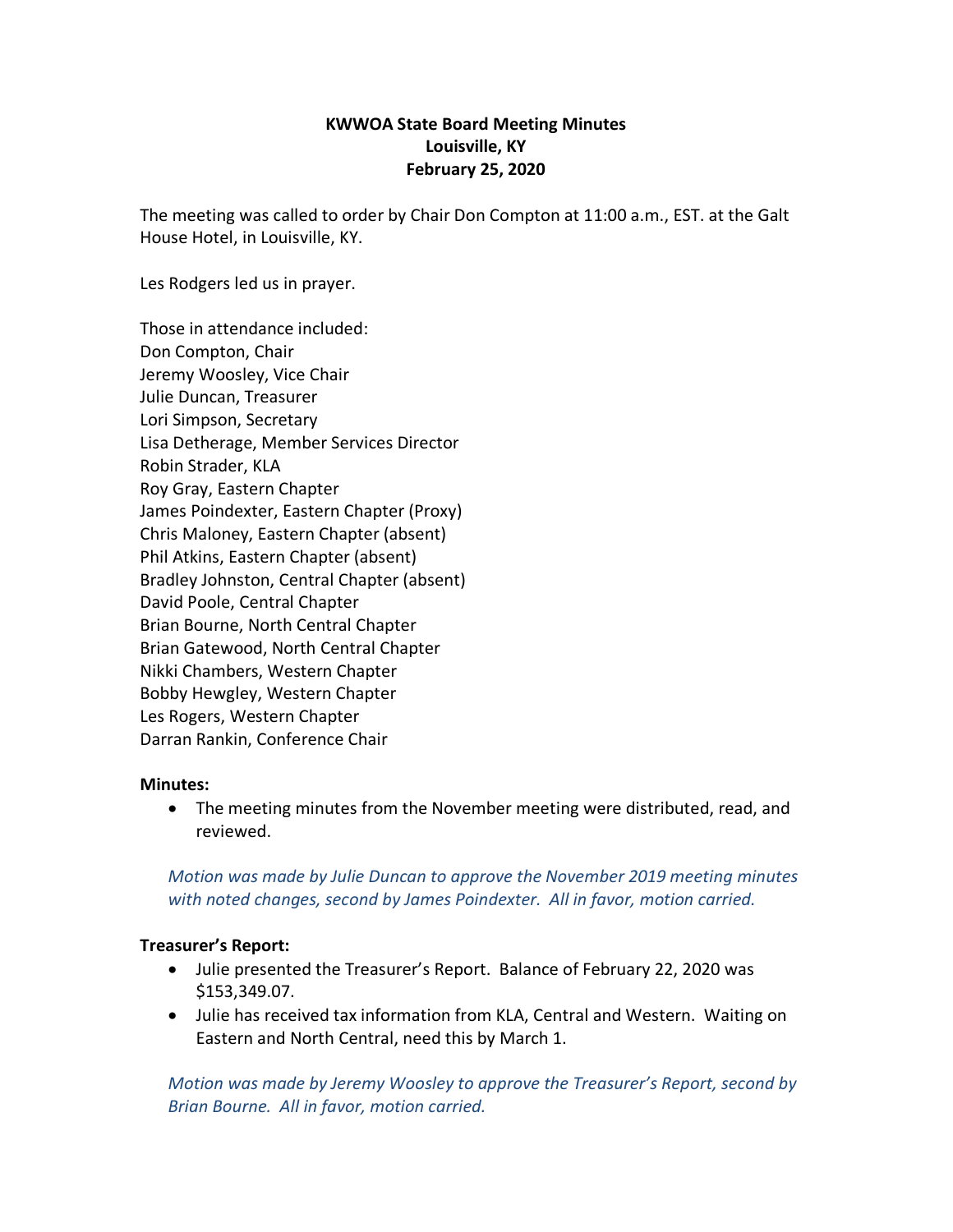**KWWOA State Board Meeting Minutes**
**Louisville, KY**
**February 25, 2020**

The meeting was called to order by Chair Don Compton at 11:00 a.m., EST. at the Galt House Hotel, in Louisville, KY.

Les Rodgers led us in prayer.

Those in attendance included:
Don Compton, Chair
Jeremy Woosley, Vice Chair
Julie Duncan, Treasurer
Lori Simpson, Secretary
Lisa Detherage, Member Services Director
Robin Strader, KLA
Roy Gray, Eastern Chapter
James Poindexter, Eastern Chapter (Proxy)
Chris Maloney, Eastern Chapter (absent)
Phil Atkins, Eastern Chapter (absent)
Bradley Johnston, Central Chapter (absent)
David Poole, Central Chapter
Brian Bourne, North Central Chapter
Brian Gatewood, North Central Chapter
Nikki Chambers, Western Chapter
Bobby Hewgley, Western Chapter
Les Rogers, Western Chapter
Darran Rankin, Conference Chair

**Minutes:**

- The meeting minutes from the November meeting were distributed, read, and reviewed.

*Motion was made by Julie Duncan to approve the November 2019 meeting minutes with noted changes, second by James Poindexter. All in favor, motion carried.*

**Treasurer's Report:**

- Julie presented the Treasurer's Report. Balance of February 22, 2020 was $153,349.07.
- Julie has received tax information from KLA, Central and Western. Waiting on Eastern and North Central, need this by March 1.

*Motion was made by Jeremy Woosley to approve the Treasurer's Report, second by Brian Bourne. All in favor, motion carried.*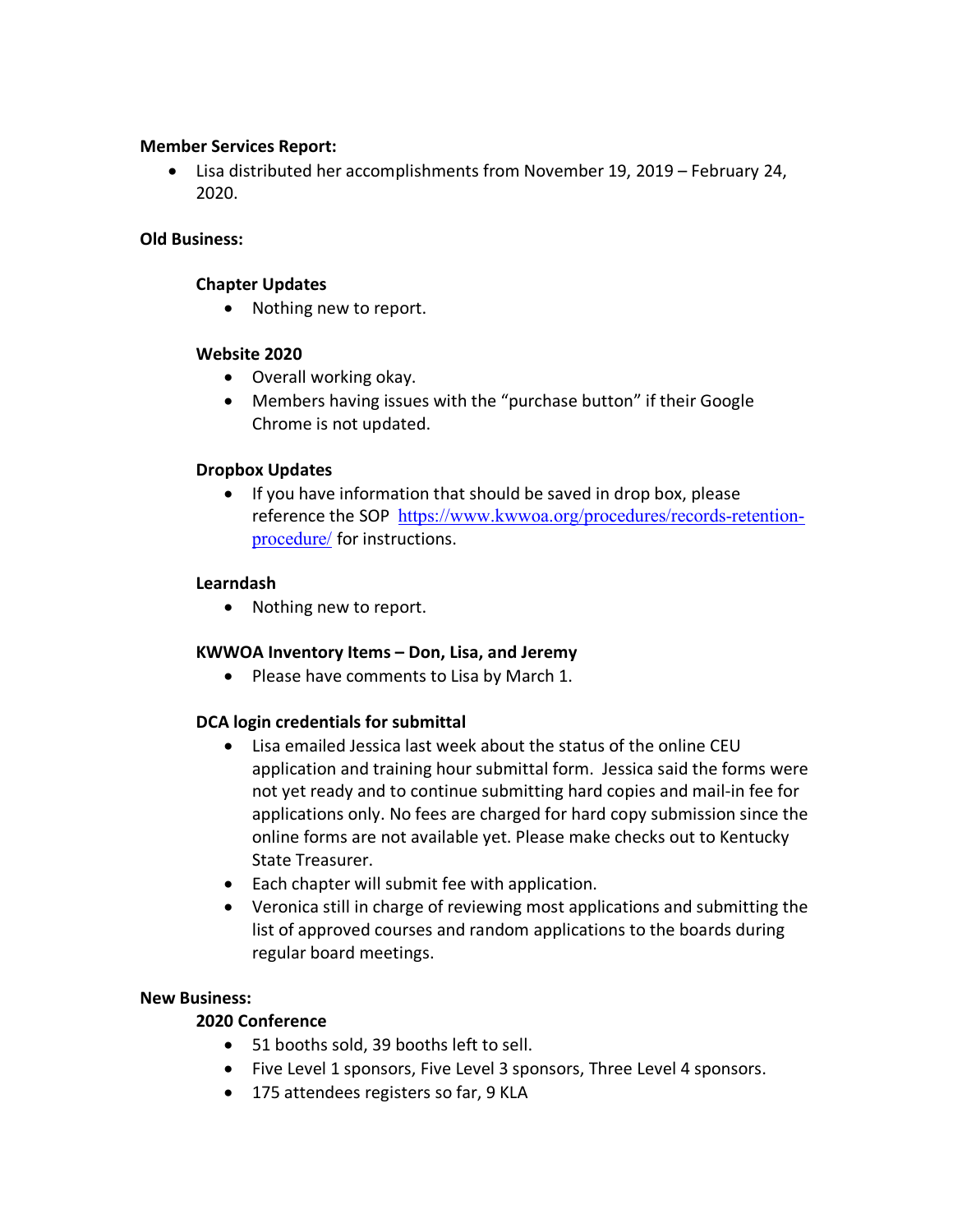**Member Services Report:**

- Lisa distributed her accomplishments from November 19, 2019 – February 24, 2020.

**Old Business:**

**Chapter Updates**

- Nothing new to report.

**Website 2020**

- Overall working okay.
- Members having issues with the "purchase button" if their Google Chrome is not updated.

**Dropbox Updates**

- If you have information that should be saved in drop box, please reference the SOP [https://www.kwwoa.org/procedures/records-retention-procedure/](https://www.kwwoa.org/procedures/records-retention-procedure/) for instructions.

**Learndash**

- Nothing new to report.

**KWWOA Inventory Items – Don, Lisa, and Jeremy**

- Please have comments to Lisa by March 1.

**DCA login credentials for submittal**

- Lisa emailed Jessica last week about the status of the online CEU application and training hour submittal form. Jessica said the forms were not yet ready and to continue submitting hard copies and mail-in fee for applications only. No fees are charged for hard copy submission since the online forms are not available yet. Please make checks out to Kentucky State Treasurer.
- Each chapter will submit fee with application.
- Veronica still in charge of reviewing most applications and submitting the list of approved courses and random applications to the boards during regular board meetings.

**New Business:**

**2020 Conference**

- 51 booths sold, 39 booths left to sell.
- Five Level 1 sponsors, Five Level 3 sponsors, Three Level 4 sponsors.
- 175 attendees registers so far, 9 KLA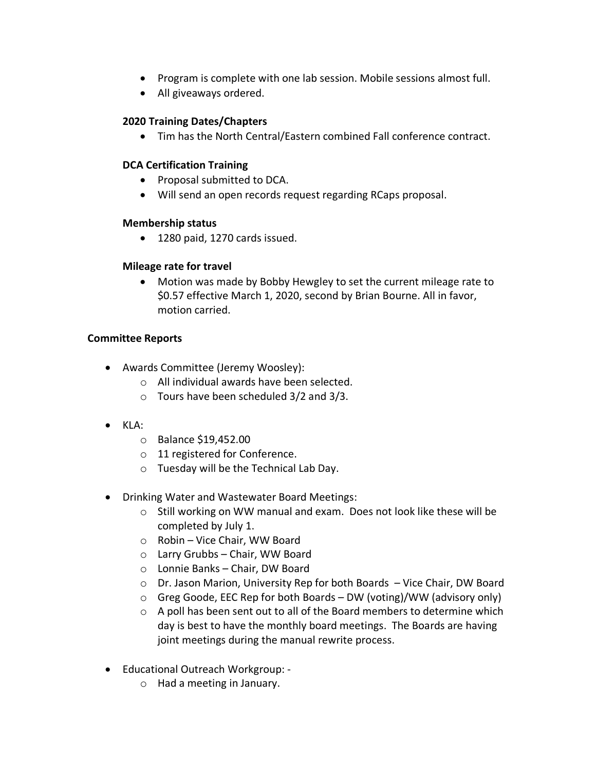- Program is complete with one lab session. Mobile sessions almost full.
- All giveaways ordered.

**2020 Training Dates/Chapters**

- Tim has the North Central/Eastern combined Fall conference contract.

**DCA Certification Training**

- Proposal submitted to DCA.
- Will send an open records request regarding RCaps proposal.

**Membership status**

- 1280 paid, 1270 cards issued.

**Mileage rate for travel**

- Motion was made by Bobby Hewgley to set the current mileage rate to $0.57 effective March 1, 2020, second by Brian Bourne. All in favor, motion carried.

**Committee Reports**

- Awards Committee (Jeremy Woosley):
  - All individual awards have been selected.
  - Tours have been scheduled 3/2 and 3/3.
- KLA:
  - Balance $19,452.00
  - 11 registered for Conference.
  - Tuesday will be the Technical Lab Day.
- Drinking Water and Wastewater Board Meetings:
  - Still working on WW manual and exam. Does not look like these will be completed by July 1.
  - Robin – Vice Chair, WW Board
  - Larry Grubbs – Chair, WW Board
  - Lonnie Banks – Chair, DW Board
  - Dr. Jason Marion, University Rep for both Boards – Vice Chair, DW Board
  - Greg Goode, EEC Rep for both Boards – DW (voting)/WW (advisory only)
  - A poll has been sent out to all of the Board members to determine which day is best to have the monthly board meetings. The Boards are having joint meetings during the manual rewrite process.
- Educational Outreach Workgroup: -
  - Had a meeting in January.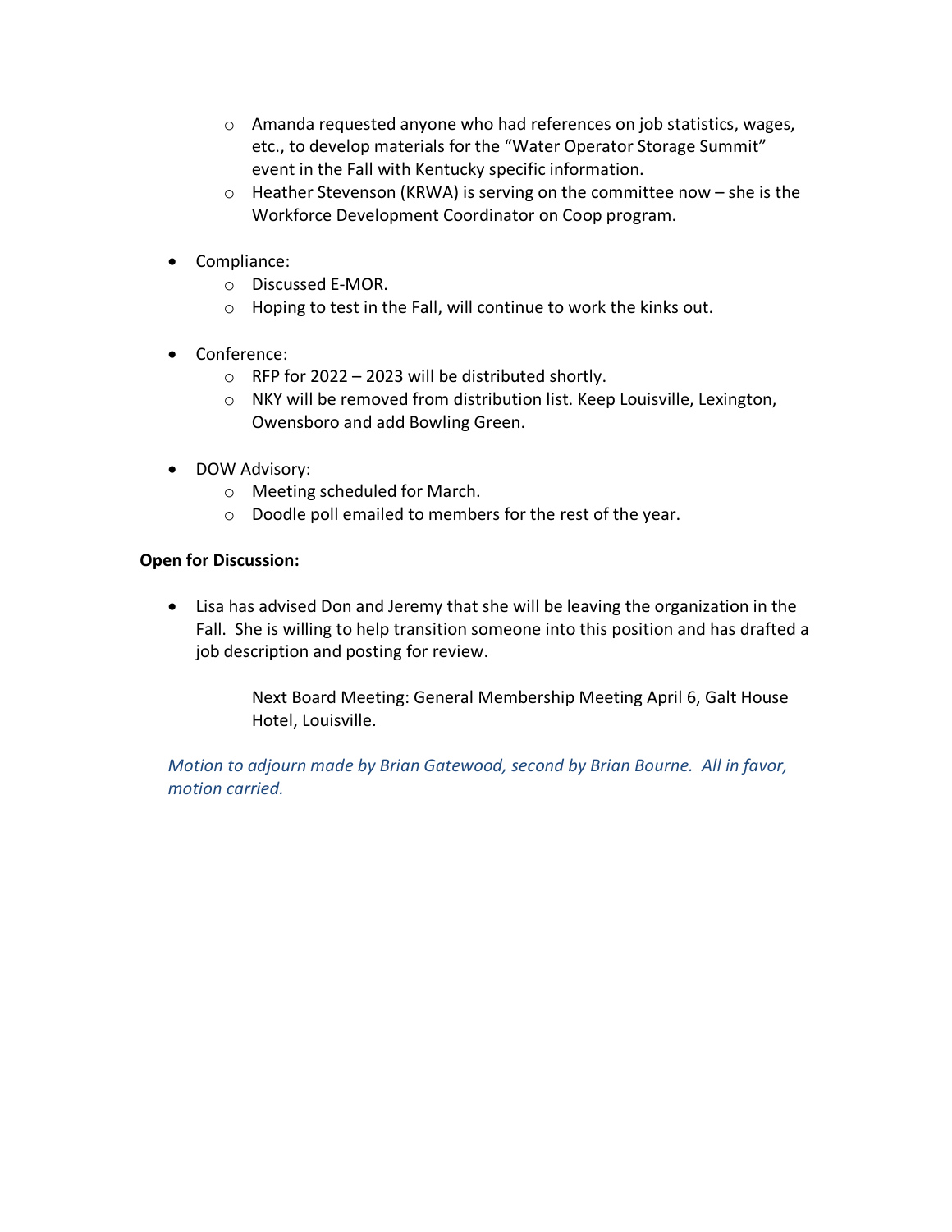- Amanda requested anyone who had references on job statistics, wages, etc., to develop materials for the "Water Operator Storage Summit" event in the Fall with Kentucky specific information.
    - Heather Stevenson (KRWA) is serving on the committee now – she is the Workforce Development Coordinator on Coop program.

- Compliance:
    - Discussed E-MOR.
    - Hoping to test in the Fall, will continue to work the kinks out.

- Conference:
    - RFP for 2022 – 2023 will be distributed shortly.
    - NKY will be removed from distribution list. Keep Louisville, Lexington, Owensboro and add Bowling Green.

- DOW Advisory:
    - Meeting scheduled for March.
    - Doodle poll emailed to members for the rest of the year.

**Open for Discussion:**

- Lisa has advised Don and Jeremy that she will be leaving the organization in the Fall. She is willing to help transition someone into this position and has drafted a job description and posting for review.

Next Board Meeting: General Membership Meeting April 6, Galt House Hotel, Louisville.

*Motion to adjourn made by Brian Gatewood, second by Brian Bourne. All in favor, motion carried.*